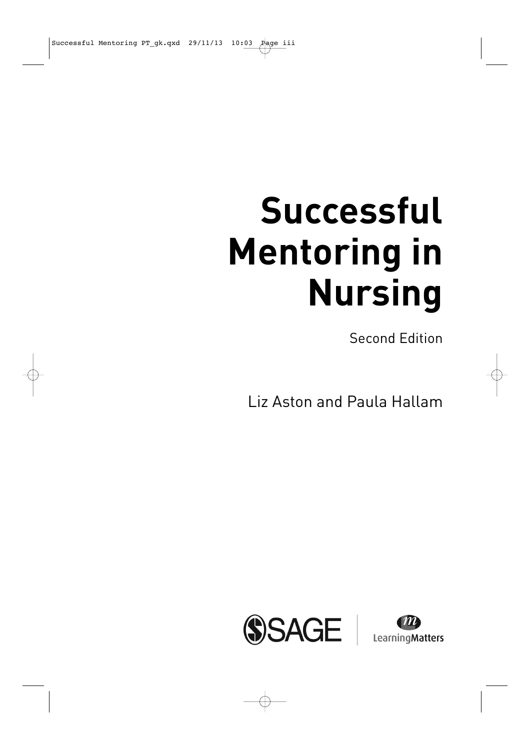# Successful Mentoring in Nursing

Second Edition

Liz Aston and Paula Hallam

SAGE | LearningMatters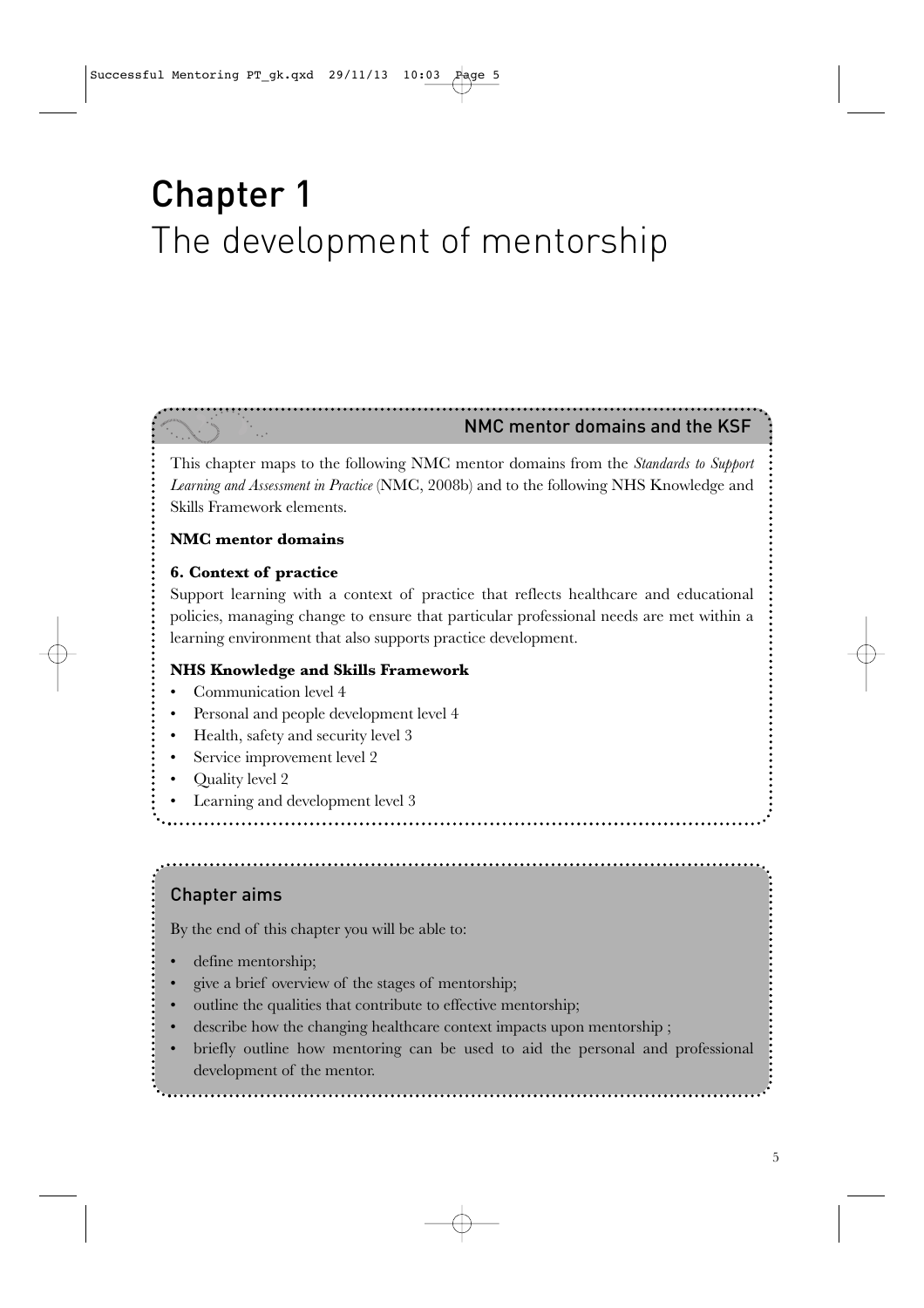# Chapter 1
# The development of mentorship

## NMC mentor domains and the KSF

This chapter maps to the following NMC mentor domains from the *Standards to Support Learning and Assessment in Practice* (NMC, 2008b) and to the following NHS Knowledge and Skills Framework elements.

**NMC mentor domains**

**6. Context of practice**

Support learning with a context of practice that reflects healthcare and educational policies, managing change to ensure that particular professional needs are met within a learning environment that also supports practice development.

**NHS Knowledge and Skills Framework**

- Communication level 4
- Personal and people development level 4
- Health, safety and security level 3
- Service improvement level 2
- Quality level 2
- Learning and development level 3

## Chapter aims

By the end of this chapter you will be able to:

- define mentorship;
- give a brief overview of the stages of mentorship;
- outline the qualities that contribute to effective mentorship;
- describe how the changing healthcare context impacts upon mentorship ;
- briefly outline how mentoring can be used to aid the personal and professional development of the mentor.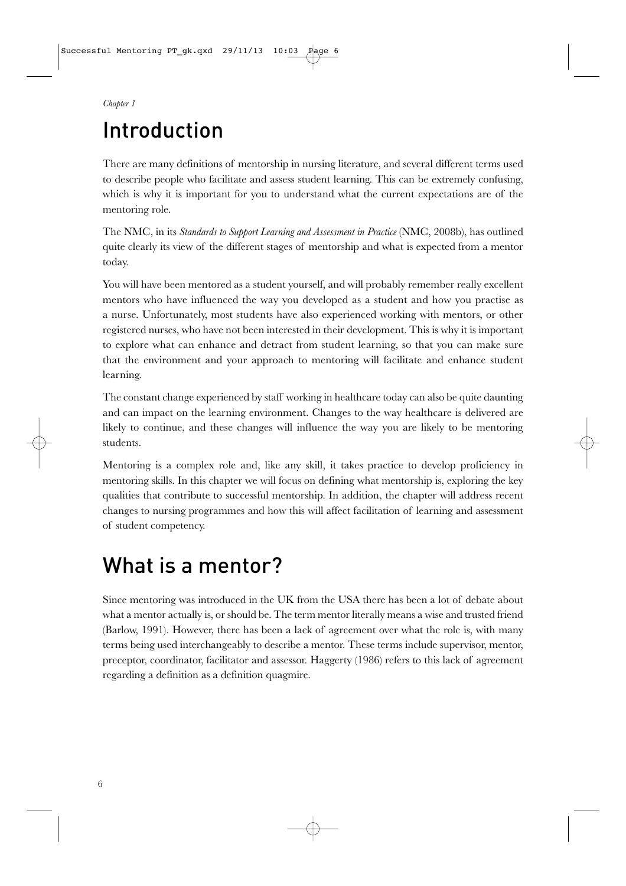*Chapter 1*

# Introduction

There are many definitions of mentorship in nursing literature, and several different terms used to describe people who facilitate and assess student learning. This can be extremely confusing, which is why it is important for you to understand what the current expectations are of the mentoring role.

The NMC, in its *Standards to Support Learning and Assessment in Practice* (NMC, 2008b), has outlined quite clearly its view of the different stages of mentorship and what is expected from a mentor today.

You will have been mentored as a student yourself, and will probably remember really excellent mentors who have influenced the way you developed as a student and how you practise as a nurse. Unfortunately, most students have also experienced working with mentors, or other registered nurses, who have not been interested in their development. This is why it is important to explore what can enhance and detract from student learning, so that you can make sure that the environment and your approach to mentoring will facilitate and enhance student learning.

The constant change experienced by staff working in healthcare today can also be quite daunting and can impact on the learning environment. Changes to the way healthcare is delivered are likely to continue, and these changes will influence the way you are likely to be mentoring students.

Mentoring is a complex role and, like any skill, it takes practice to develop proficiency in mentoring skills. In this chapter we will focus on defining what mentorship is, exploring the key qualities that contribute to successful mentorship. In addition, the chapter will address recent changes to nursing programmes and how this will affect facilitation of learning and assessment of student competency.

# What is a mentor?

Since mentoring was introduced in the UK from the USA there has been a lot of debate about what a mentor actually is, or should be. The term mentor literally means a wise and trusted friend (Barlow, 1991). However, there has been a lack of agreement over what the role is, with many terms being used interchangeably to describe a mentor. These terms include supervisor, mentor, preceptor, coordinator, facilitator and assessor. Haggerty (1986) refers to this lack of agreement regarding a definition as a definition quagmire.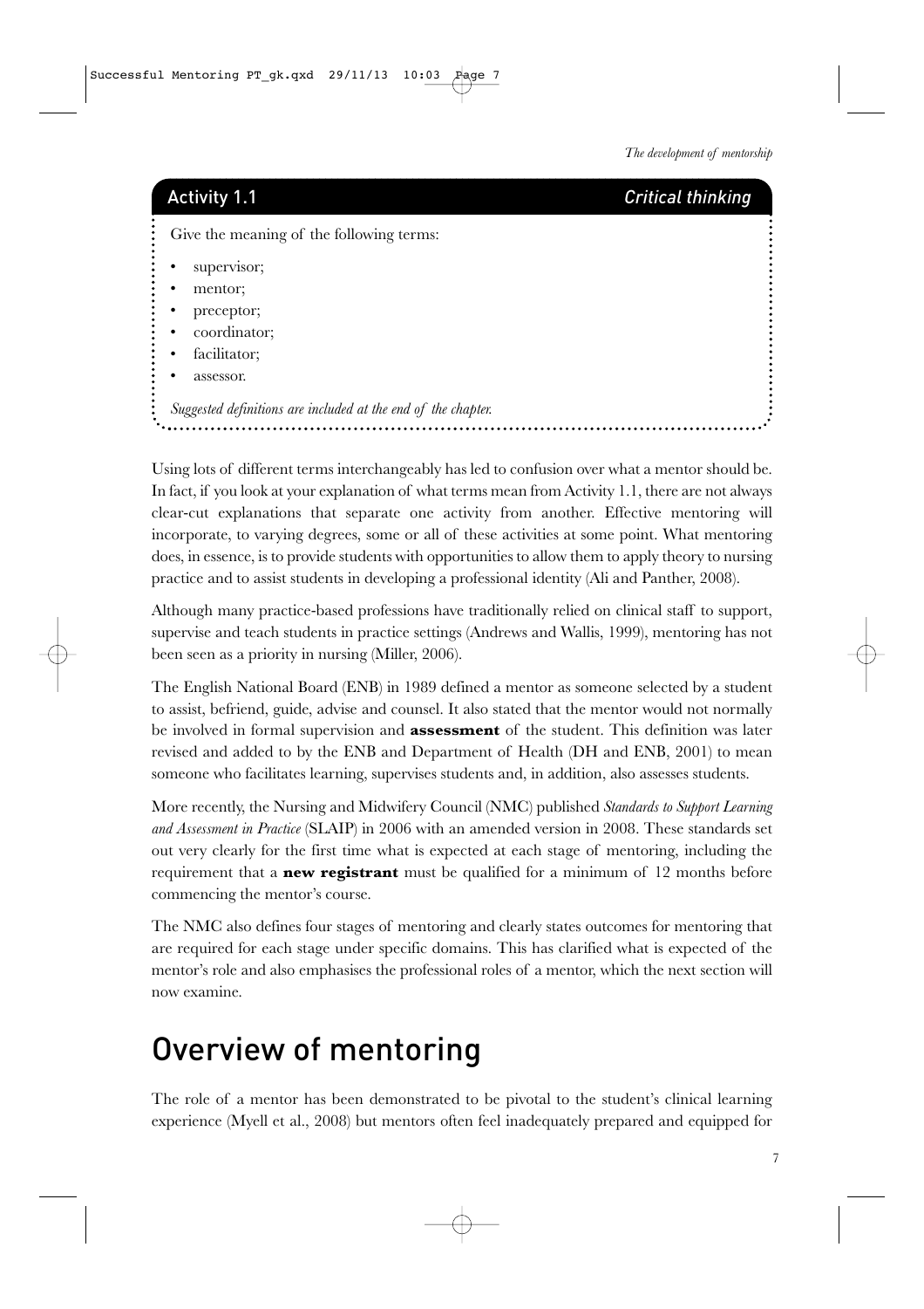**Activity 1.1** *Critical thinking*

Give the meaning of the following terms:

- supervisor;
- mentor;
- preceptor;
- coordinator;
- facilitator;
- assessor.

*Suggested definitions are included at the end of the chapter.*

Using lots of different terms interchangeably has led to confusion over what a mentor should be. In fact, if you look at your explanation of what terms mean from Activity 1.1, there are not always clear-cut explanations that separate one activity from another. Effective mentoring will incorporate, to varying degrees, some or all of these activities at some point. What mentoring does, in essence, is to provide students with opportunities to allow them to apply theory to nursing practice and to assist students in developing a professional identity (Ali and Panther, 2008).

Although many practice-based professions have traditionally relied on clinical staff to support, supervise and teach students in practice settings (Andrews and Wallis, 1999), mentoring has not been seen as a priority in nursing (Miller, 2006).

The English National Board (ENB) in 1989 defined a mentor as someone selected by a student to assist, befriend, guide, advise and counsel. It also stated that the mentor would not normally be involved in formal supervision and **assessment** of the student. This definition was later revised and added to by the ENB and Department of Health (DH and ENB, 2001) to mean someone who facilitates learning, supervises students and, in addition, also assesses students.

More recently, the Nursing and Midwifery Council (NMC) published *Standards to Support Learning and Assessment in Practice* (SLAIP) in 2006 with an amended version in 2008. These standards set out very clearly for the first time what is expected at each stage of mentoring, including the requirement that a **new registrant** must be qualified for a minimum of 12 months before commencing the mentor's course.

The NMC also defines four stages of mentoring and clearly states outcomes for mentoring that are required for each stage under specific domains. This has clarified what is expected of the mentor's role and also emphasises the professional roles of a mentor, which the next section will now examine.

## Overview of mentoring

The role of a mentor has been demonstrated to be pivotal to the student's clinical learning experience (Myell et al., 2008) but mentors often feel inadequately prepared and equipped for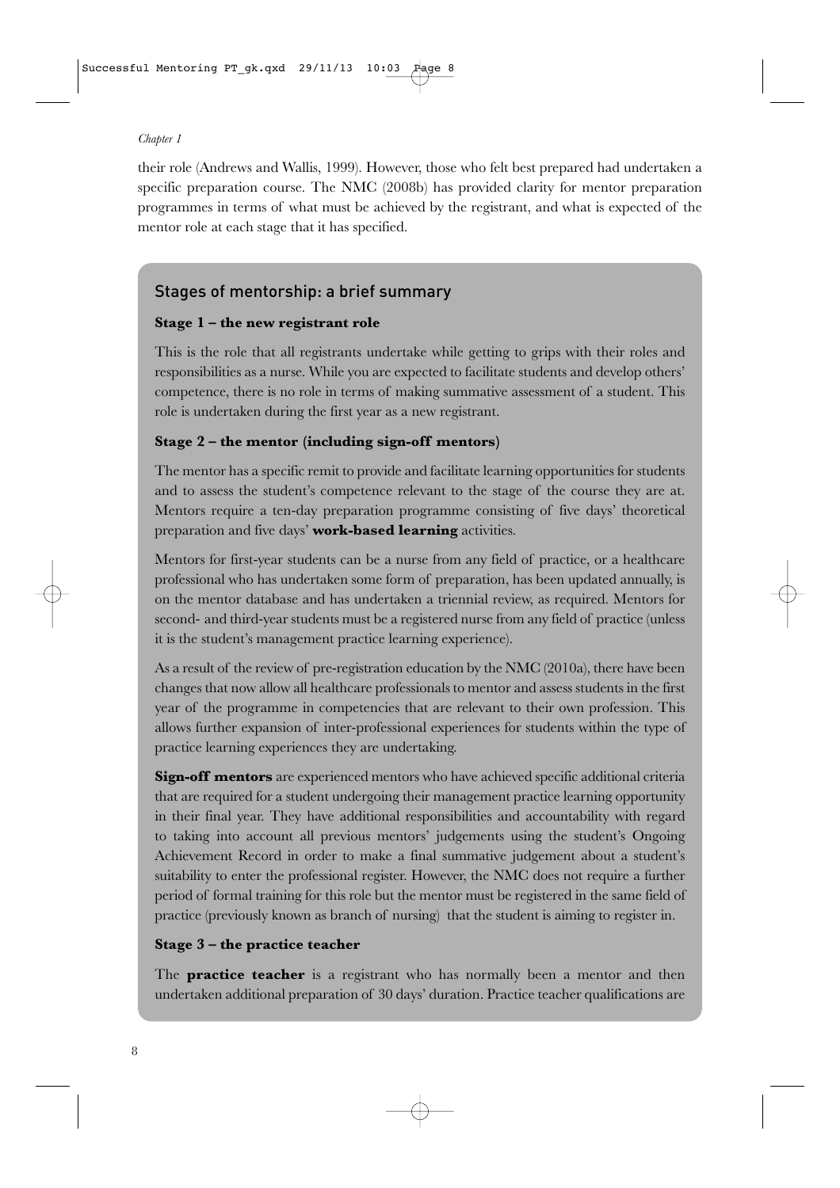their role (Andrews and Wallis, 1999). However, those who felt best prepared had undertaken a specific preparation course. The NMC (2008b) has provided clarity for mentor preparation programmes in terms of what must be achieved by the registrant, and what is expected of the mentor role at each stage that it has specified.

## Stages of mentorship: a brief summary

**Stage 1 – the new registrant role**

This is the role that all registrants undertake while getting to grips with their roles and responsibilities as a nurse. While you are expected to facilitate students and develop others' competence, there is no role in terms of making summative assessment of a student. This role is undertaken during the first year as a new registrant.

**Stage 2 – the mentor (including sign-off mentors)**

The mentor has a specific remit to provide and facilitate learning opportunities for students and to assess the student's competence relevant to the stage of the course they are at. Mentors require a ten-day preparation programme consisting of five days' theoretical preparation and five days' **work-based learning** activities.

Mentors for first-year students can be a nurse from any field of practice, or a healthcare professional who has undertaken some form of preparation, has been updated annually, is on the mentor database and has undertaken a triennial review, as required. Mentors for second- and third-year students must be a registered nurse from any field of practice (unless it is the student's management practice learning experience).

As a result of the review of pre-registration education by the NMC (2010a), there have been changes that now allow all healthcare professionals to mentor and assess students in the first year of the programme in competencies that are relevant to their own profession. This allows further expansion of inter-professional experiences for students within the type of practice learning experiences they are undertaking.

**Sign-off mentors** are experienced mentors who have achieved specific additional criteria that are required for a student undergoing their management practice learning opportunity in their final year. They have additional responsibilities and accountability with regard to taking into account all previous mentors' judgements using the student's Ongoing Achievement Record in order to make a final summative judgement about a student's suitability to enter the professional register. However, the NMC does not require a further period of formal training for this role but the mentor must be registered in the same field of practice (previously known as branch of nursing) that the student is aiming to register in.

**Stage 3 – the practice teacher**

The **practice teacher** is a registrant who has normally been a mentor and then undertaken additional preparation of 30 days' duration. Practice teacher qualifications are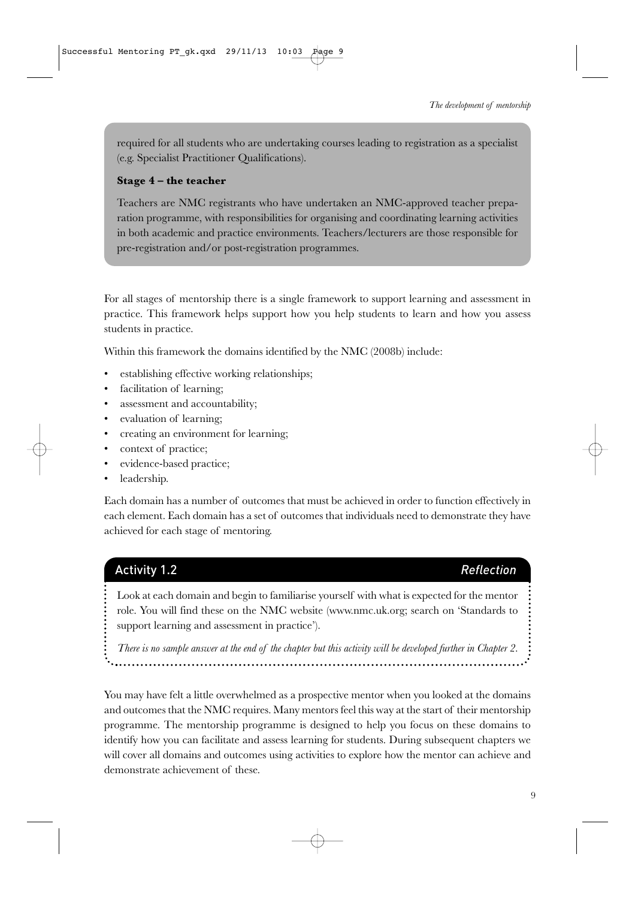required for all students who are undertaking courses leading to registration as a specialist (e.g. Specialist Practitioner Qualifications).

**Stage 4 – the teacher**

Teachers are NMC registrants who have undertaken an NMC-approved teacher preparation programme, with responsibilities for organising and coordinating learning activities in both academic and practice environments. Teachers/lecturers are those responsible for pre-registration and/or post-registration programmes.

For all stages of mentorship there is a single framework to support learning and assessment in practice. This framework helps support how you help students to learn and how you assess students in practice.

Within this framework the domains identified by the NMC (2008b) include:

- establishing effective working relationships;
- facilitation of learning;
- assessment and accountability;
- evaluation of learning;
- creating an environment for learning;
- context of practice;
- evidence-based practice;
- leadership.

Each domain has a number of outcomes that must be achieved in order to function effectively in each element. Each domain has a set of outcomes that individuals need to demonstrate they have achieved for each stage of mentoring.

### Activity 1.2 — *Reflection*

Look at each domain and begin to familiarise yourself with what is expected for the mentor role. You will find these on the NMC website (www.nmc.uk.org; search on 'Standards to support learning and assessment in practice').

*There is no sample answer at the end of the chapter but this activity will be developed further in Chapter 2.*

You may have felt a little overwhelmed as a prospective mentor when you looked at the domains and outcomes that the NMC requires. Many mentors feel this way at the start of their mentorship programme. The mentorship programme is designed to help you focus on these domains to identify how you can facilitate and assess learning for students. During subsequent chapters we will cover all domains and outcomes using activities to explore how the mentor can achieve and demonstrate achievement of these.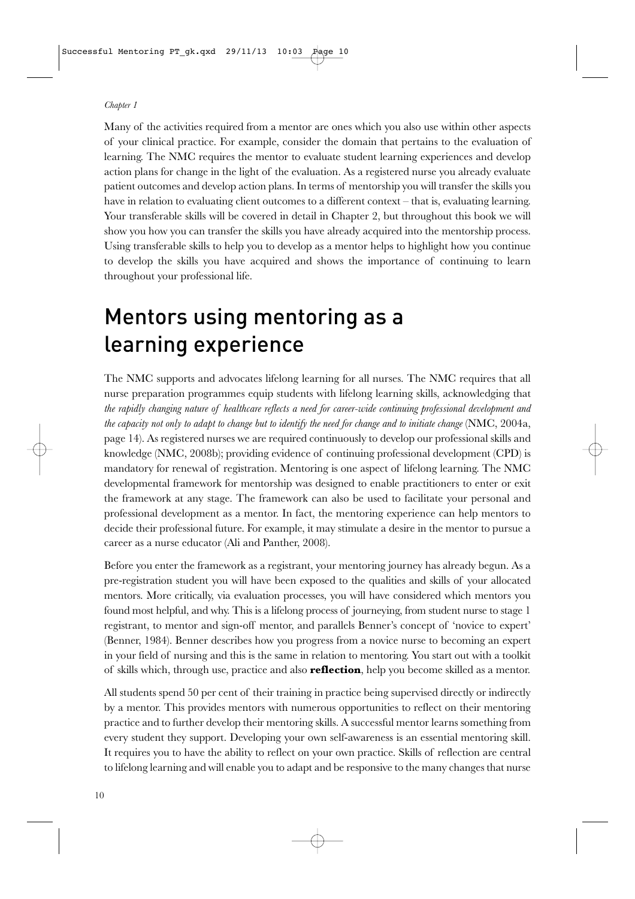Many of the activities required from a mentor are ones which you also use within other aspects of your clinical practice. For example, consider the domain that pertains to the evaluation of learning. The NMC requires the mentor to evaluate student learning experiences and develop action plans for change in the light of the evaluation. As a registered nurse you already evaluate patient outcomes and develop action plans. In terms of mentorship you will transfer the skills you have in relation to evaluating client outcomes to a different context – that is, evaluating learning. Your transferable skills will be covered in detail in Chapter 2, but throughout this book we will show you how you can transfer the skills you have already acquired into the mentorship process. Using transferable skills to help you to develop as a mentor helps to highlight how you continue to develop the skills you have acquired and shows the importance of continuing to learn throughout your professional life.

# Mentors using mentoring as a learning experience

The NMC supports and advocates lifelong learning for all nurses. The NMC requires that all nurse preparation programmes equip students with lifelong learning skills, acknowledging that *the rapidly changing nature of healthcare reflects a need for career-wide continuing professional development and the capacity not only to adapt to change but to identify the need for change and to initiate change* (NMC, 2004a, page 14). As registered nurses we are required continuously to develop our professional skills and knowledge (NMC, 2008b); providing evidence of continuing professional development (CPD) is mandatory for renewal of registration. Mentoring is one aspect of lifelong learning. The NMC developmental framework for mentorship was designed to enable practitioners to enter or exit the framework at any stage. The framework can also be used to facilitate your personal and professional development as a mentor. In fact, the mentoring experience can help mentors to decide their professional future. For example, it may stimulate a desire in the mentor to pursue a career as a nurse educator (Ali and Panther, 2008).

Before you enter the framework as a registrant, your mentoring journey has already begun. As a pre-registration student you will have been exposed to the qualities and skills of your allocated mentors. More critically, via evaluation processes, you will have considered which mentors you found most helpful, and why. This is a lifelong process of journeying, from student nurse to stage 1 registrant, to mentor and sign-off mentor, and parallels Benner's concept of 'novice to expert' (Benner, 1984). Benner describes how you progress from a novice nurse to becoming an expert in your field of nursing and this is the same in relation to mentoring. You start out with a toolkit of skills which, through use, practice and also **reflection**, help you become skilled as a mentor.

All students spend 50 per cent of their training in practice being supervised directly or indirectly by a mentor. This provides mentors with numerous opportunities to reflect on their mentoring practice and to further develop their mentoring skills. A successful mentor learns something from every student they support. Developing your own self-awareness is an essential mentoring skill. It requires you to have the ability to reflect on your own practice. Skills of reflection are central to lifelong learning and will enable you to adapt and be responsive to the many changes that nurse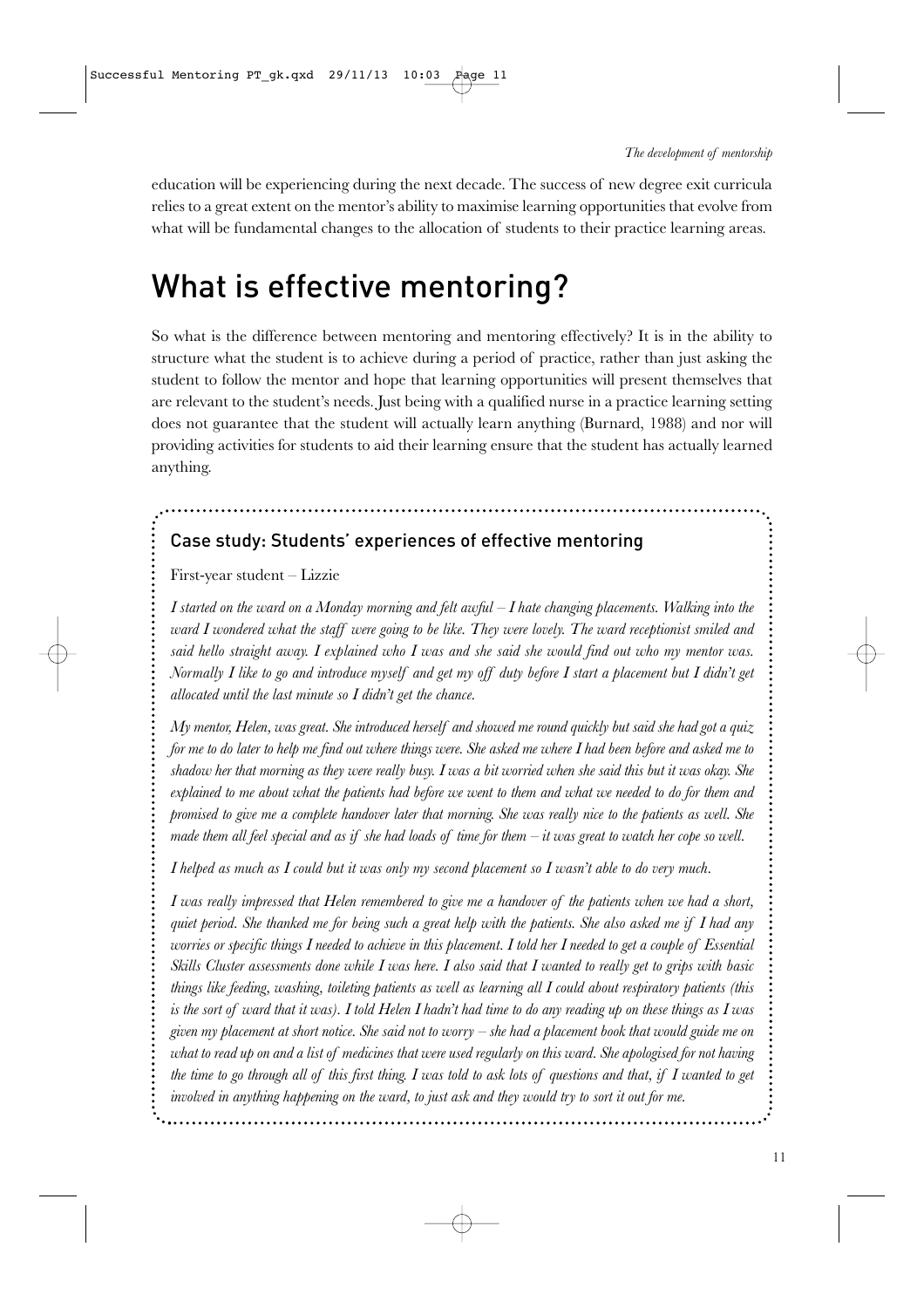education will be experiencing during the next decade. The success of new degree exit curricula relies to a great extent on the mentor's ability to maximise learning opportunities that evolve from what will be fundamental changes to the allocation of students to their practice learning areas.

## What is effective mentoring?

So what is the difference between mentoring and mentoring effectively? It is in the ability to structure what the student is to achieve during a period of practice, rather than just asking the student to follow the mentor and hope that learning opportunities will present themselves that are relevant to the student's needs. Just being with a qualified nurse in a practice learning setting does not guarantee that the student will actually learn anything (Burnard, 1988) and nor will providing activities for students to aid their learning ensure that the student has actually learned anything.

### Case study: Students' experiences of effective mentoring

First-year student – Lizzie

*I started on the ward on a Monday morning and felt awful – I hate changing placements. Walking into the ward I wondered what the staff were going to be like. They were lovely. The ward receptionist smiled and said hello straight away. I explained who I was and she said she would find out who my mentor was. Normally I like to go and introduce myself and get my off duty before I start a placement but I didn't get allocated until the last minute so I didn't get the chance.*

*My mentor, Helen, was great. She introduced herself and showed me round quickly but said she had got a quiz for me to do later to help me find out where things were. She asked me where I had been before and asked me to shadow her that morning as they were really busy. I was a bit worried when she said this but it was okay. She explained to me about what the patients had before we went to them and what we needed to do for them and promised to give me a complete handover later that morning. She was really nice to the patients as well. She made them all feel special and as if she had loads of time for them – it was great to watch her cope so well.*

*I helped as much as I could but it was only my second placement so I wasn't able to do very much.*

*I was really impressed that Helen remembered to give me a handover of the patients when we had a short, quiet period. She thanked me for being such a great help with the patients. She also asked me if I had any worries or specific things I needed to achieve in this placement. I told her I needed to get a couple of Essential Skills Cluster assessments done while I was here. I also said that I wanted to really get to grips with basic things like feeding, washing, toileting patients as well as learning all I could about respiratory patients (this is the sort of ward that it was). I told Helen I hadn't had time to do any reading up on these things as I was given my placement at short notice. She said not to worry – she had a placement book that would guide me on what to read up on and a list of medicines that were used regularly on this ward. She apologised for not having the time to go through all of this first thing. I was told to ask lots of questions and that, if I wanted to get involved in anything happening on the ward, to just ask and they would try to sort it out for me.*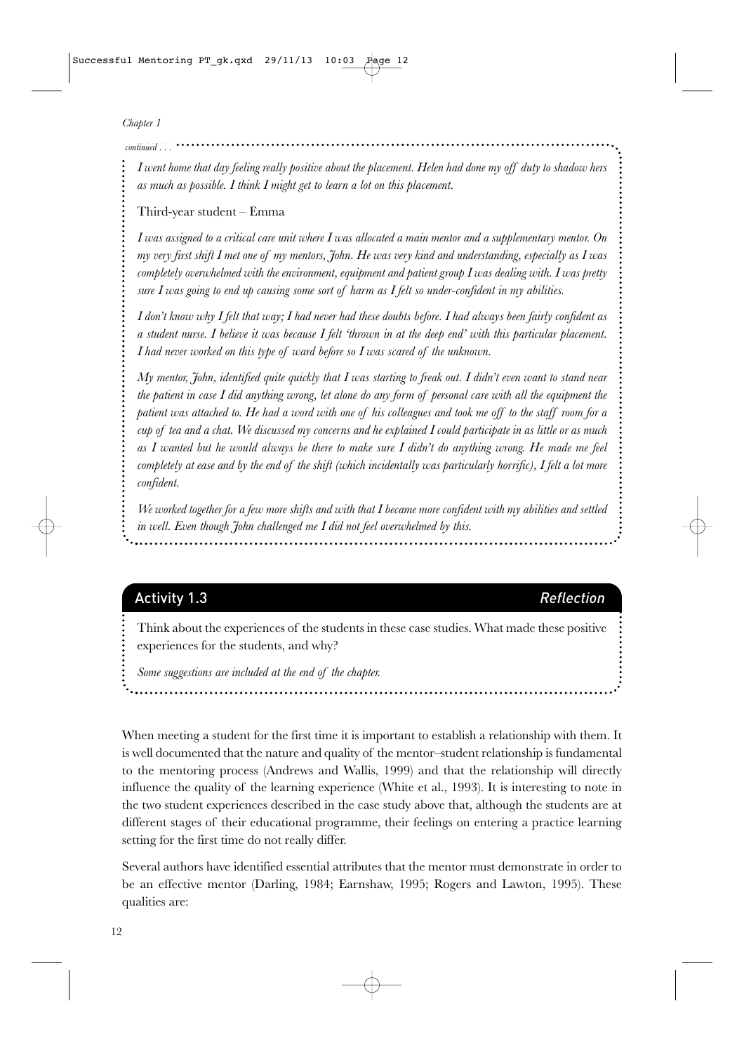*continued . . .*

*I went home that day feeling really positive about the placement. Helen had done my off duty to shadow hers as much as possible. I think I might get to learn a lot on this placement.*

Third-year student – Emma

*I was assigned to a critical care unit where I was allocated a main mentor and a supplementary mentor. On my very first shift I met one of my mentors, John. He was very kind and understanding, especially as I was completely overwhelmed with the environment, equipment and patient group I was dealing with. I was pretty sure I was going to end up causing some sort of harm as I felt so under-confident in my abilities.*

*I don't know why I felt that way; I had never had these doubts before. I had always been fairly confident as a student nurse. I believe it was because I felt 'thrown in at the deep end' with this particular placement. I had never worked on this type of ward before so I was scared of the unknown.*

*My mentor, John, identified quite quickly that I was starting to freak out. I didn't even want to stand near the patient in case I did anything wrong, let alone do any form of personal care with all the equipment the patient was attached to. He had a word with one of his colleagues and took me off to the staff room for a cup of tea and a chat. We discussed my concerns and he explained I could participate in as little or as much as I wanted but he would always be there to make sure I didn't do anything wrong. He made me feel completely at ease and by the end of the shift (which incidentally was particularly horrific), I felt a lot more confident.*

*We worked together for a few more shifts and with that I became more confident with my abilities and settled in well. Even though John challenged me I did not feel overwhelmed by this.*

### Activity 1.3 — *Reflection*

Think about the experiences of the students in these case studies. What made these positive experiences for the students, and why?

*Some suggestions are included at the end of the chapter.*

When meeting a student for the first time it is important to establish a relationship with them. It is well documented that the nature and quality of the mentor–student relationship is fundamental to the mentoring process (Andrews and Wallis, 1999) and that the relationship will directly influence the quality of the learning experience (White et al., 1993). It is interesting to note in the two student experiences described in the case study above that, although the students are at different stages of their educational programme, their feelings on entering a practice learning setting for the first time do not really differ.

Several authors have identified essential attributes that the mentor must demonstrate in order to be an effective mentor (Darling, 1984; Earnshaw, 1995; Rogers and Lawton, 1995). These qualities are: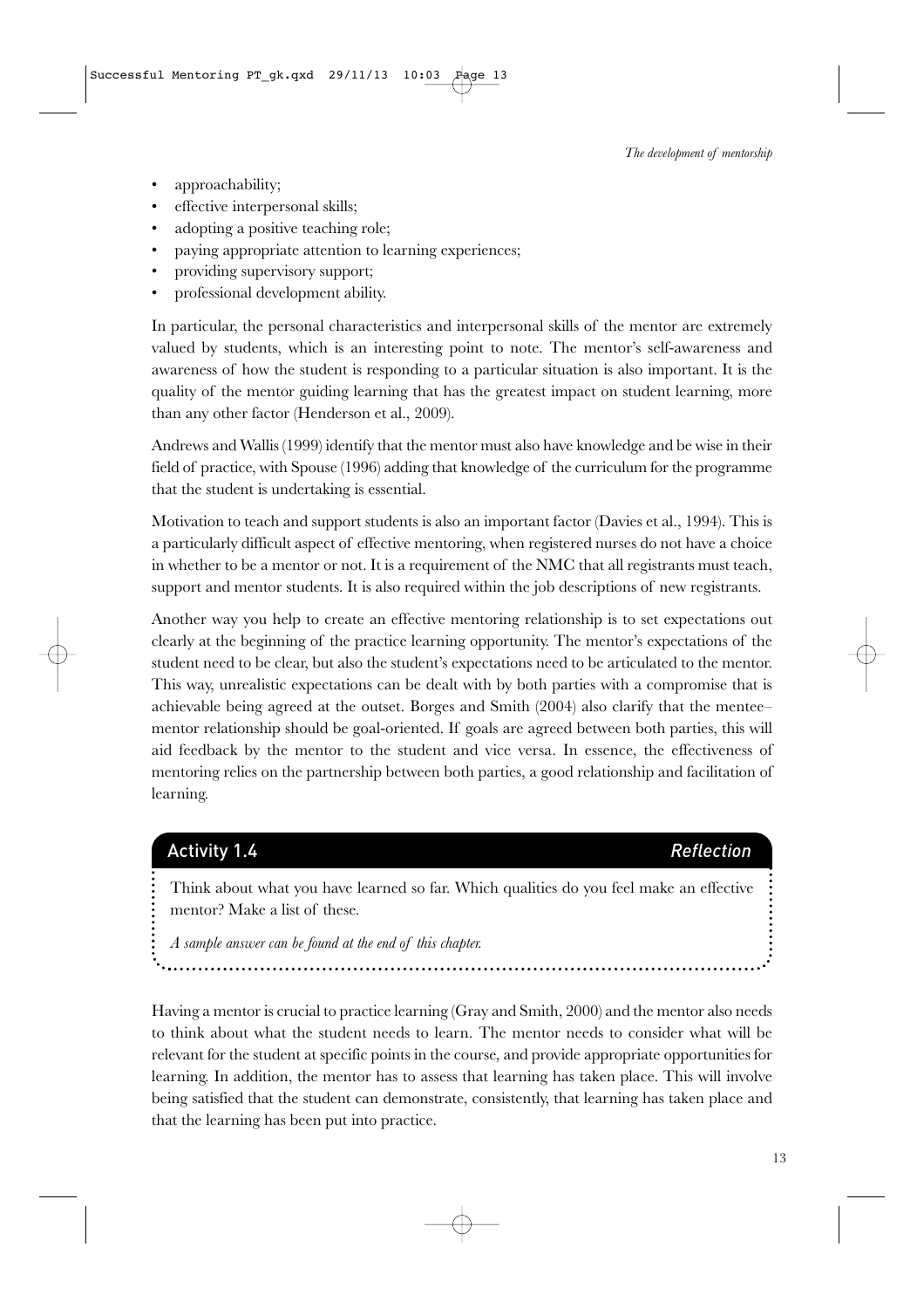- approachability;
- effective interpersonal skills;
- adopting a positive teaching role;
- paying appropriate attention to learning experiences;
- providing supervisory support;
- professional development ability.

In particular, the personal characteristics and interpersonal skills of the mentor are extremely valued by students, which is an interesting point to note. The mentor's self-awareness and awareness of how the student is responding to a particular situation is also important. It is the quality of the mentor guiding learning that has the greatest impact on student learning, more than any other factor (Henderson et al., 2009).

Andrews and Wallis (1999) identify that the mentor must also have knowledge and be wise in their field of practice, with Spouse (1996) adding that knowledge of the curriculum for the programme that the student is undertaking is essential.

Motivation to teach and support students is also an important factor (Davies et al., 1994). This is a particularly difficult aspect of effective mentoring, when registered nurses do not have a choice in whether to be a mentor or not. It is a requirement of the NMC that all registrants must teach, support and mentor students. It is also required within the job descriptions of new registrants.

Another way you help to create an effective mentoring relationship is to set expectations out clearly at the beginning of the practice learning opportunity. The mentor's expectations of the student need to be clear, but also the student's expectations need to be articulated to the mentor. This way, unrealistic expectations can be dealt with by both parties with a compromise that is achievable being agreed at the outset. Borges and Smith (2004) also clarify that the mentee–mentor relationship should be goal-oriented. If goals are agreed between both parties, this will aid feedback by the mentor to the student and vice versa. In essence, the effectiveness of mentoring relies on the partnership between both parties, a good relationship and facilitation of learning.

**Activity 1.4** *Reflection*

Think about what you have learned so far. Which qualities do you feel make an effective mentor? Make a list of these.

*A sample answer can be found at the end of this chapter.*

Having a mentor is crucial to practice learning (Gray and Smith, 2000) and the mentor also needs to think about what the student needs to learn. The mentor needs to consider what will be relevant for the student at specific points in the course, and provide appropriate opportunities for learning. In addition, the mentor has to assess that learning has taken place. This will involve being satisfied that the student can demonstrate, consistently, that learning has taken place and that the learning has been put into practice.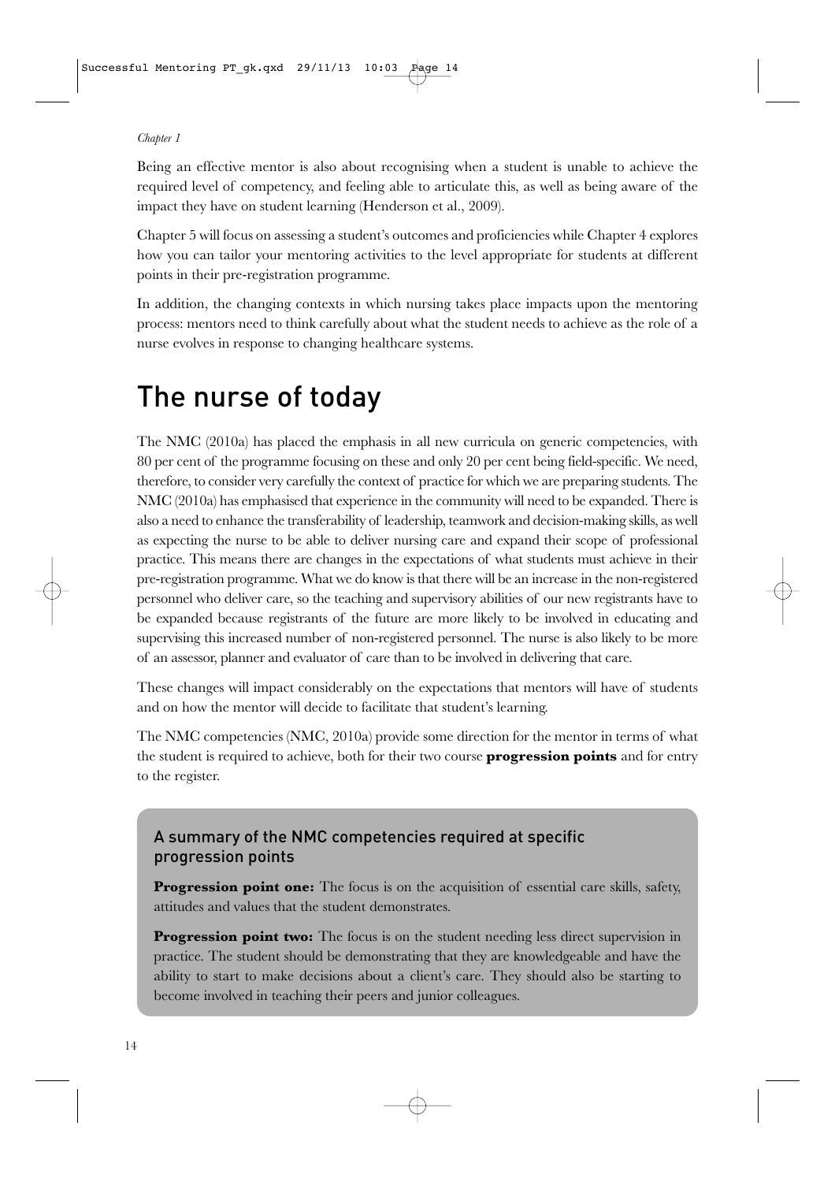Being an effective mentor is also about recognising when a student is unable to achieve the required level of competency, and feeling able to articulate this, as well as being aware of the impact they have on student learning (Henderson et al., 2009).

Chapter 5 will focus on assessing a student's outcomes and proficiencies while Chapter 4 explores how you can tailor your mentoring activities to the level appropriate for students at different points in their pre-registration programme.

In addition, the changing contexts in which nursing takes place impacts upon the mentoring process: mentors need to think carefully about what the student needs to achieve as the role of a nurse evolves in response to changing healthcare systems.

## The nurse of today

The NMC (2010a) has placed the emphasis in all new curricula on generic competencies, with 80 per cent of the programme focusing on these and only 20 per cent being field-specific. We need, therefore, to consider very carefully the context of practice for which we are preparing students. The NMC (2010a) has emphasised that experience in the community will need to be expanded. There is also a need to enhance the transferability of leadership, teamwork and decision-making skills, as well as expecting the nurse to be able to deliver nursing care and expand their scope of professional practice. This means there are changes in the expectations of what students must achieve in their pre-registration programme. What we do know is that there will be an increase in the non-registered personnel who deliver care, so the teaching and supervisory abilities of our new registrants have to be expanded because registrants of the future are more likely to be involved in educating and supervising this increased number of non-registered personnel. The nurse is also likely to be more of an assessor, planner and evaluator of care than to be involved in delivering that care.

These changes will impact considerably on the expectations that mentors will have of students and on how the mentor will decide to facilitate that student's learning.

The NMC competencies (NMC, 2010a) provide some direction for the mentor in terms of what the student is required to achieve, both for their two course **progression points** and for entry to the register.

### A summary of the NMC competencies required at specific progression points

**Progression point one:** The focus is on the acquisition of essential care skills, safety, attitudes and values that the student demonstrates.

**Progression point two:** The focus is on the student needing less direct supervision in practice. The student should be demonstrating that they are knowledgeable and have the ability to start to make decisions about a client's care. They should also be starting to become involved in teaching their peers and junior colleagues.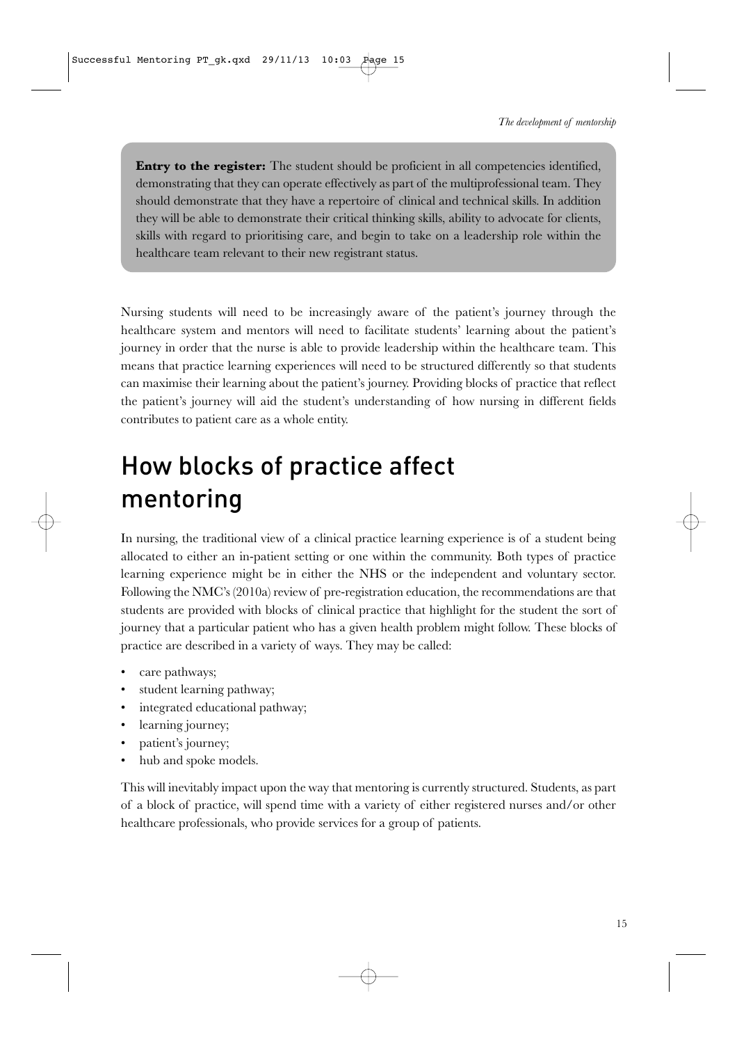**Entry to the register:** The student should be proficient in all competencies identified, demonstrating that they can operate effectively as part of the multiprofessional team. They should demonstrate that they have a repertoire of clinical and technical skills. In addition they will be able to demonstrate their critical thinking skills, ability to advocate for clients, skills with regard to prioritising care, and begin to take on a leadership role within the healthcare team relevant to their new registrant status.

Nursing students will need to be increasingly aware of the patient's journey through the healthcare system and mentors will need to facilitate students' learning about the patient's journey in order that the nurse is able to provide leadership within the healthcare team. This means that practice learning experiences will need to be structured differently so that students can maximise their learning about the patient's journey. Providing blocks of practice that reflect the patient's journey will aid the student's understanding of how nursing in different fields contributes to patient care as a whole entity.

## How blocks of practice affect mentoring

In nursing, the traditional view of a clinical practice learning experience is of a student being allocated to either an in-patient setting or one within the community. Both types of practice learning experience might be in either the NHS or the independent and voluntary sector. Following the NMC's (2010a) review of pre-registration education, the recommendations are that students are provided with blocks of clinical practice that highlight for the student the sort of journey that a particular patient who has a given health problem might follow. These blocks of practice are described in a variety of ways. They may be called:

- care pathways;
- student learning pathway;
- integrated educational pathway;
- learning journey;
- patient's journey;
- hub and spoke models.

This will inevitably impact upon the way that mentoring is currently structured. Students, as part of a block of practice, will spend time with a variety of either registered nurses and/or other healthcare professionals, who provide services for a group of patients.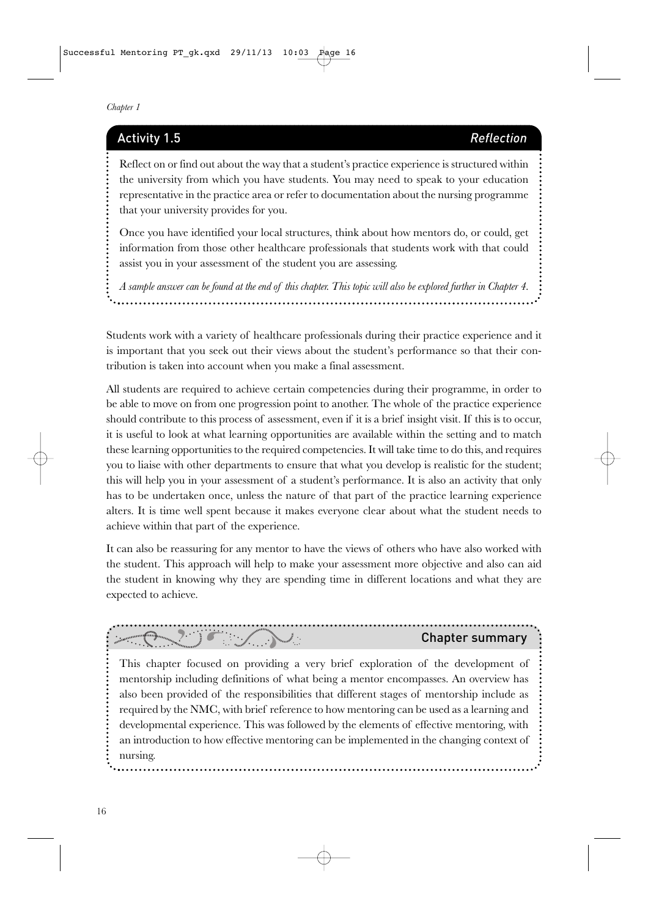### Activity 1.5 *Reflection*

Reflect on or find out about the way that a student's practice experience is structured within the university from which you have students. You may need to speak to your education representative in the practice area or refer to documentation about the nursing programme that your university provides for you.

Once you have identified your local structures, think about how mentors do, or could, get information from those other healthcare professionals that students work with that could assist you in your assessment of the student you are assessing.

*A sample answer can be found at the end of this chapter. This topic will also be explored further in Chapter 4.*

Students work with a variety of healthcare professionals during their practice experience and it is important that you seek out their views about the student's performance so that their contribution is taken into account when you make a final assessment.

All students are required to achieve certain competencies during their programme, in order to be able to move on from one progression point to another. The whole of the practice experience should contribute to this process of assessment, even if it is a brief insight visit. If this is to occur, it is useful to look at what learning opportunities are available within the setting and to match these learning opportunities to the required competencies. It will take time to do this, and requires you to liaise with other departments to ensure that what you develop is realistic for the student; this will help you in your assessment of a student's performance. It is also an activity that only has to be undertaken once, unless the nature of that part of the practice learning experience alters. It is time well spent because it makes everyone clear about what the student needs to achieve within that part of the experience.

It can also be reassuring for any mentor to have the views of others who have also worked with the student. This approach will help to make your assessment more objective and also can aid the student in knowing why they are spending time in different locations and what they are expected to achieve.

### Chapter summary

This chapter focused on providing a very brief exploration of the development of mentorship including definitions of what being a mentor encompasses. An overview has also been provided of the responsibilities that different stages of mentorship include as required by the NMC, with brief reference to how mentoring can be used as a learning and developmental experience. This was followed by the elements of effective mentoring, with an introduction to how effective mentoring can be implemented in the changing context of nursing.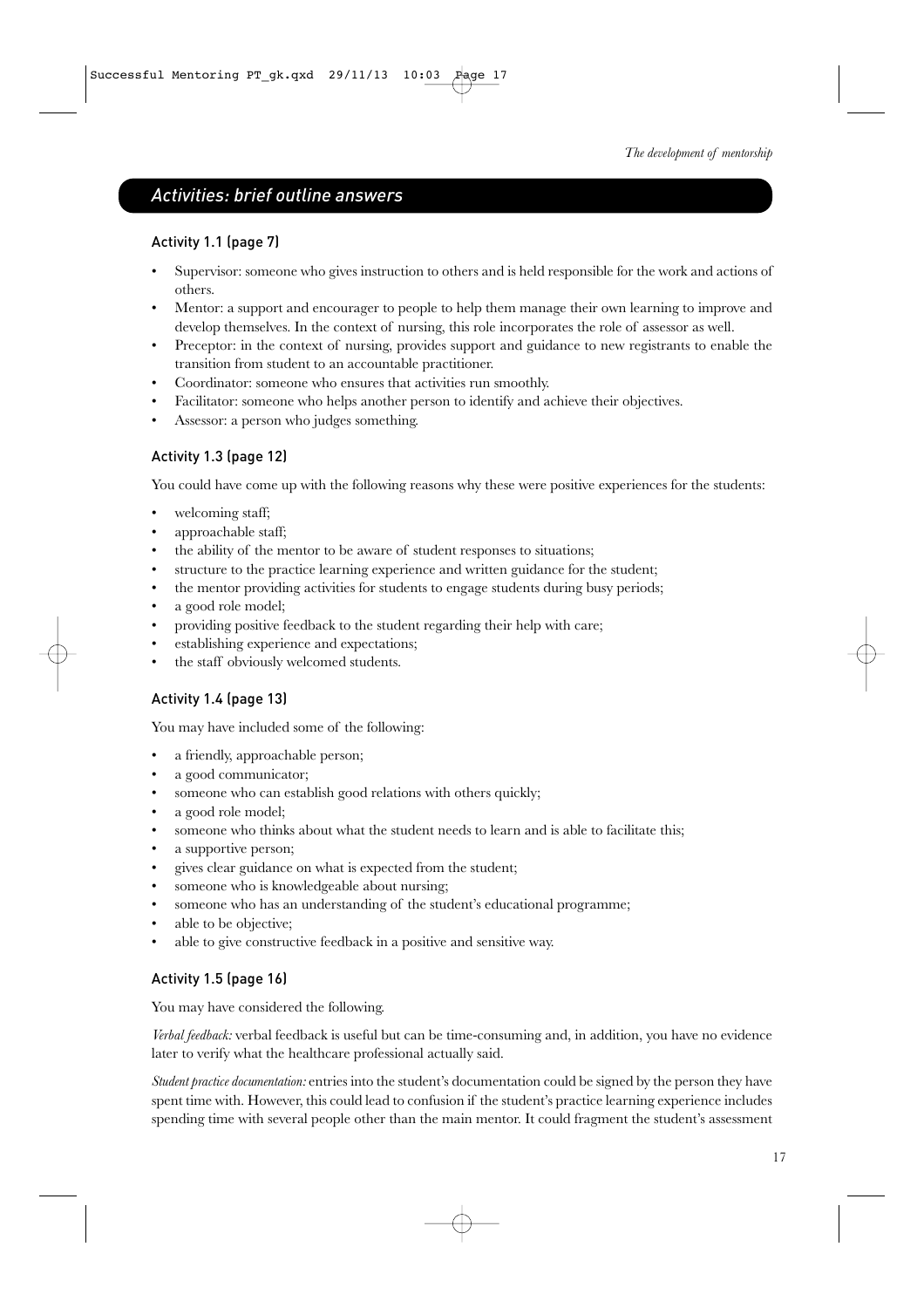## Activities: brief outline answers

### Activity 1.1 (page 7)

- Supervisor: someone who gives instruction to others and is held responsible for the work and actions of others.
- Mentor: a support and encourager to people to help them manage their own learning to improve and develop themselves. In the context of nursing, this role incorporates the role of assessor as well.
- Preceptor: in the context of nursing, provides support and guidance to new registrants to enable the transition from student to an accountable practitioner.
- Coordinator: someone who ensures that activities run smoothly.
- Facilitator: someone who helps another person to identify and achieve their objectives.
- Assessor: a person who judges something.

### Activity 1.3 (page 12)

You could have come up with the following reasons why these were positive experiences for the students:

- welcoming staff;
- approachable staff;
- the ability of the mentor to be aware of student responses to situations;
- structure to the practice learning experience and written guidance for the student;
- the mentor providing activities for students to engage students during busy periods;
- a good role model;
- providing positive feedback to the student regarding their help with care;
- establishing experience and expectations;
- the staff obviously welcomed students.

### Activity 1.4 (page 13)

You may have included some of the following:

- a friendly, approachable person;
- a good communicator;
- someone who can establish good relations with others quickly;
- a good role model;
- someone who thinks about what the student needs to learn and is able to facilitate this;
- a supportive person;
- gives clear guidance on what is expected from the student;
- someone who is knowledgeable about nursing;
- someone who has an understanding of the student's educational programme;
- able to be objective;
- able to give constructive feedback in a positive and sensitive way.

### Activity 1.5 (page 16)

You may have considered the following.

*Verbal feedback:* verbal feedback is useful but can be time-consuming and, in addition, you have no evidence later to verify what the healthcare professional actually said.

*Student practice documentation:* entries into the student's documentation could be signed by the person they have spent time with. However, this could lead to confusion if the student's practice learning experience includes spending time with several people other than the main mentor. It could fragment the student's assessment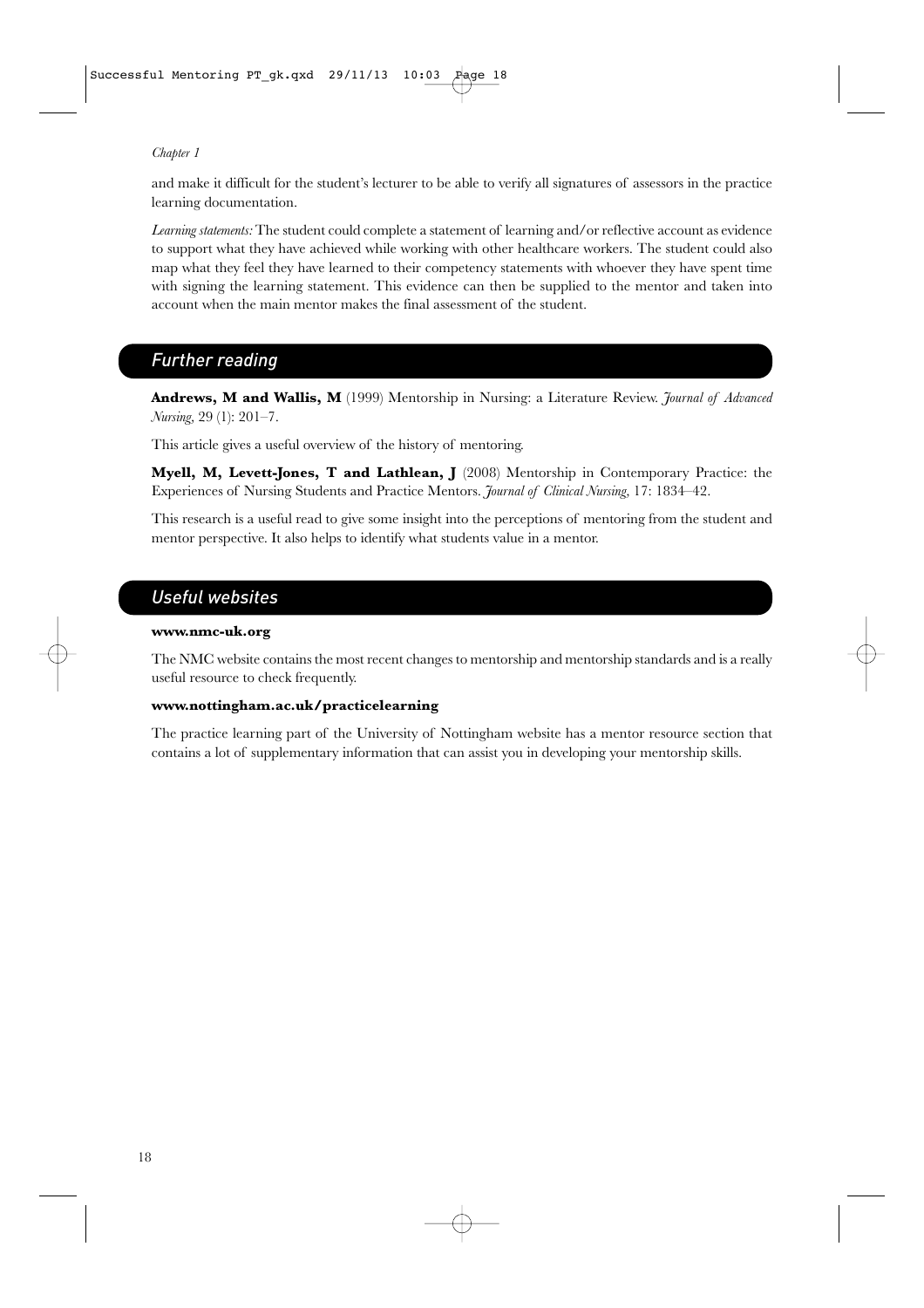and make it difficult for the student's lecturer to be able to verify all signatures of assessors in the practice learning documentation.

*Learning statements:* The student could complete a statement of learning and/or reflective account as evidence to support what they have achieved while working with other healthcare workers. The student could also map what they feel they have learned to their competency statements with whoever they have spent time with signing the learning statement. This evidence can then be supplied to the mentor and taken into account when the main mentor makes the final assessment of the student.

## *Further reading*

**Andrews, M and Wallis, M** (1999) Mentorship in Nursing: a Literature Review. *Journal of Advanced Nursing*, 29 (1): 201–7.

This article gives a useful overview of the history of mentoring.

**Myell, M, Levett-Jones, T and Lathlean, J** (2008) Mentorship in Contemporary Practice: the Experiences of Nursing Students and Practice Mentors. *Journal of Clinical Nursing*, 17: 1834–42.

This research is a useful read to give some insight into the perceptions of mentoring from the student and mentor perspective. It also helps to identify what students value in a mentor.

## *Useful websites*

**www.nmc-uk.org**

The NMC website contains the most recent changes to mentorship and mentorship standards and is a really useful resource to check frequently.

**www.nottingham.ac.uk/practicelearning**

The practice learning part of the University of Nottingham website has a mentor resource section that contains a lot of supplementary information that can assist you in developing your mentorship skills.